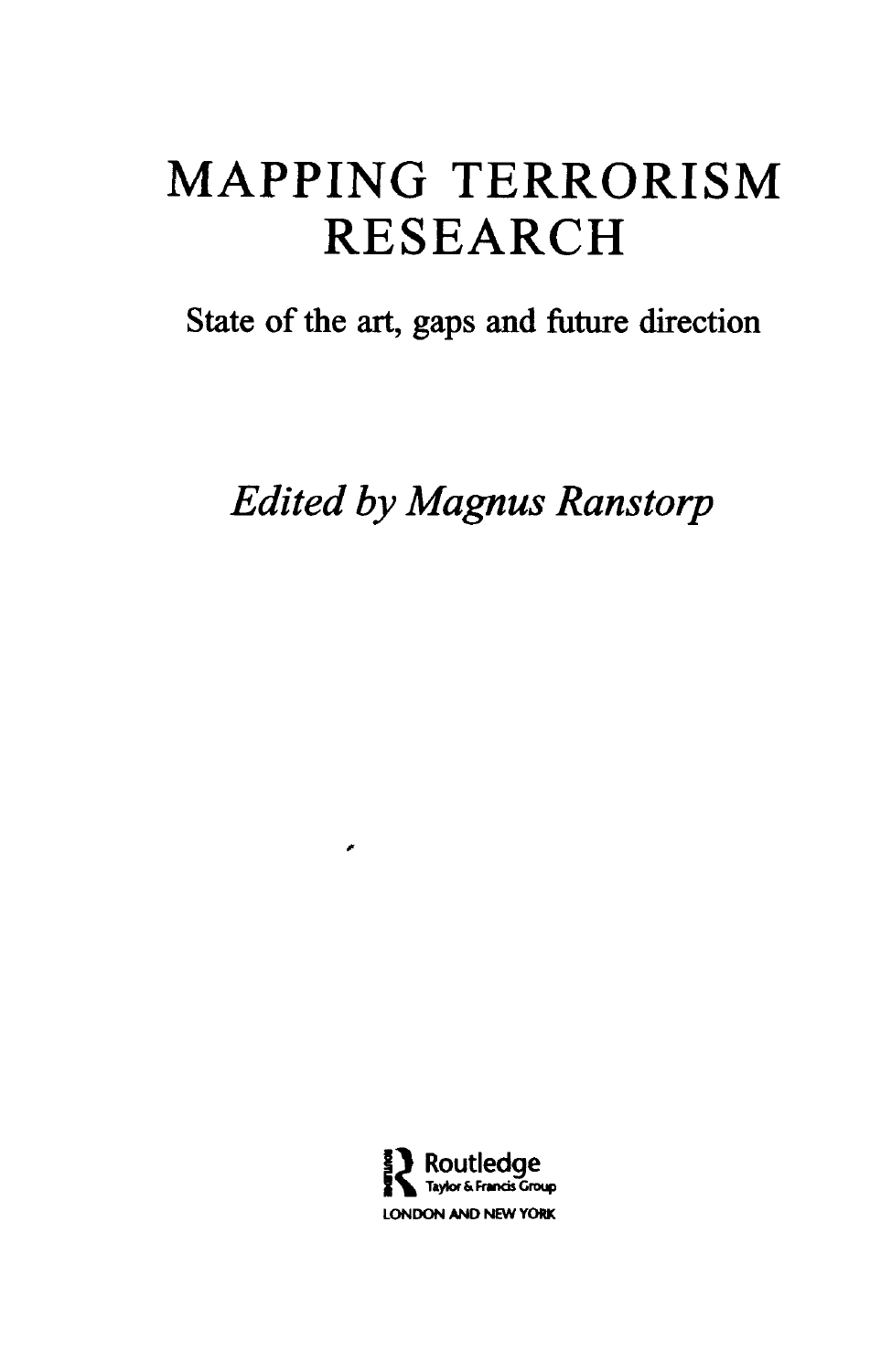# MAPPING TERRORISM RESEARCH

## State of the art, gaps and future direction

*Edited by Magnus Ranstorp*

Routledge
Taylor & Francis Group
LONDON AND NEW YORK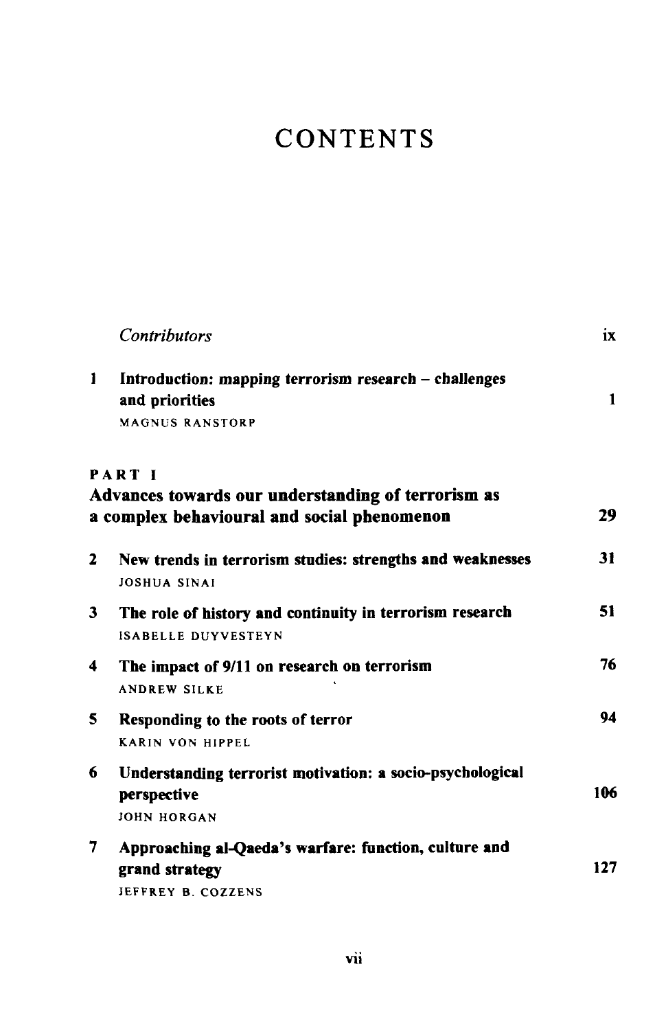# CONTENTS

| | | |
|---|---|---|
| | *Contributors* | ix |
| 1 | **Introduction: mapping terrorism research – challenges and priorities**<br>MAGNUS RANSTORP | 1 |
| | **PART I**<br>**Advances towards our understanding of terrorism as a complex behavioural and social phenomenon** | 29 |
| 2 | **New trends in terrorism studies: strengths and weaknesses**<br>JOSHUA SINAI | 31 |
| 3 | **The role of history and continuity in terrorism research**<br>ISABELLE DUYVESTEYN | 51 |
| 4 | **The impact of 9/11 on research on terrorism**<br>ANDREW SILKE | 76 |
| 5 | **Responding to the roots of terror**<br>KARIN VON HIPPEL | 94 |
| 6 | **Understanding terrorist motivation: a socio-psychological perspective**<br>JOHN HORGAN | 106 |
| 7 | **Approaching al-Qaeda's warfare: function, culture and grand strategy**<br>JEFFREY B. COZZENS | 127 |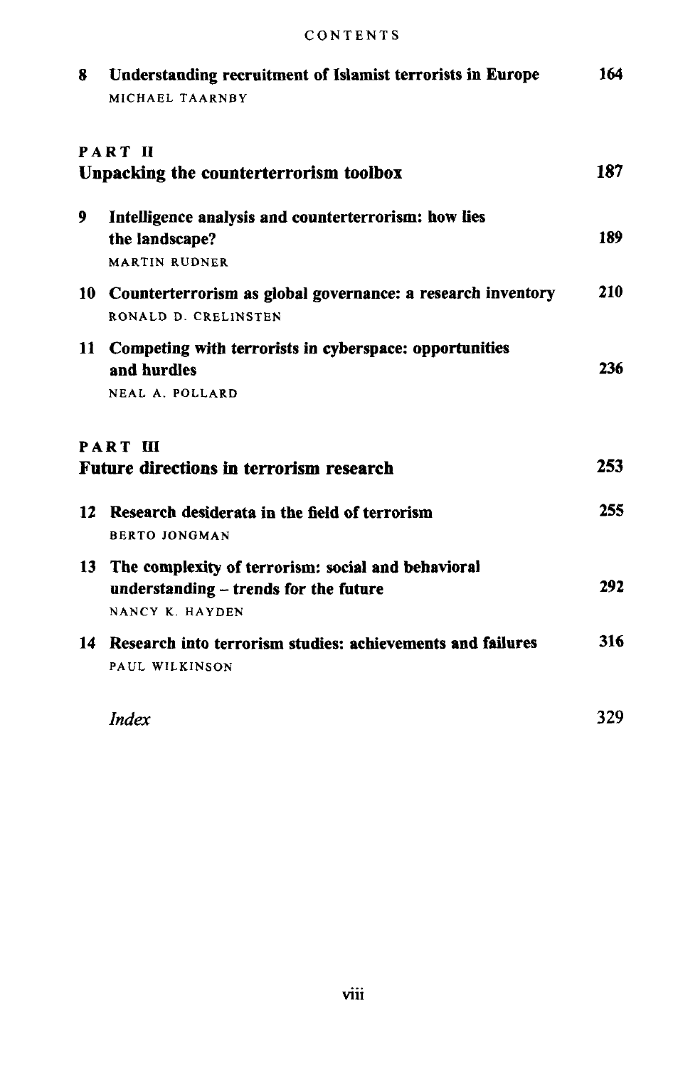| | | |
|---|---|---|
| 8 | **Understanding recruitment of Islamist terrorists in Europe**<br>MICHAEL TAARNBY | 164 |
| | **PART II**<br>**Unpacking the counterterrorism toolbox** | 187 |
| 9 | **Intelligence analysis and counterterrorism: how lies the landscape?**<br>MARTIN RUDNER | 189 |
| 10 | **Counterterrorism as global governance: a research inventory**<br>RONALD D. CRELINSTEN | 210 |
| 11 | **Competing with terrorists in cyberspace: opportunities and hurdles**<br>NEAL A. POLLARD | 236 |
| | **PART III**<br>**Future directions in terrorism research** | 253 |
| 12 | **Research desiderata in the field of terrorism**<br>BERTO JONGMAN | 255 |
| 13 | **The complexity of terrorism: social and behavioral understanding – trends for the future**<br>NANCY K. HAYDEN | 292 |
| 14 | **Research into terrorism studies: achievements and failures**<br>PAUL WILKINSON | 316 |
| | *Index* | 329 |